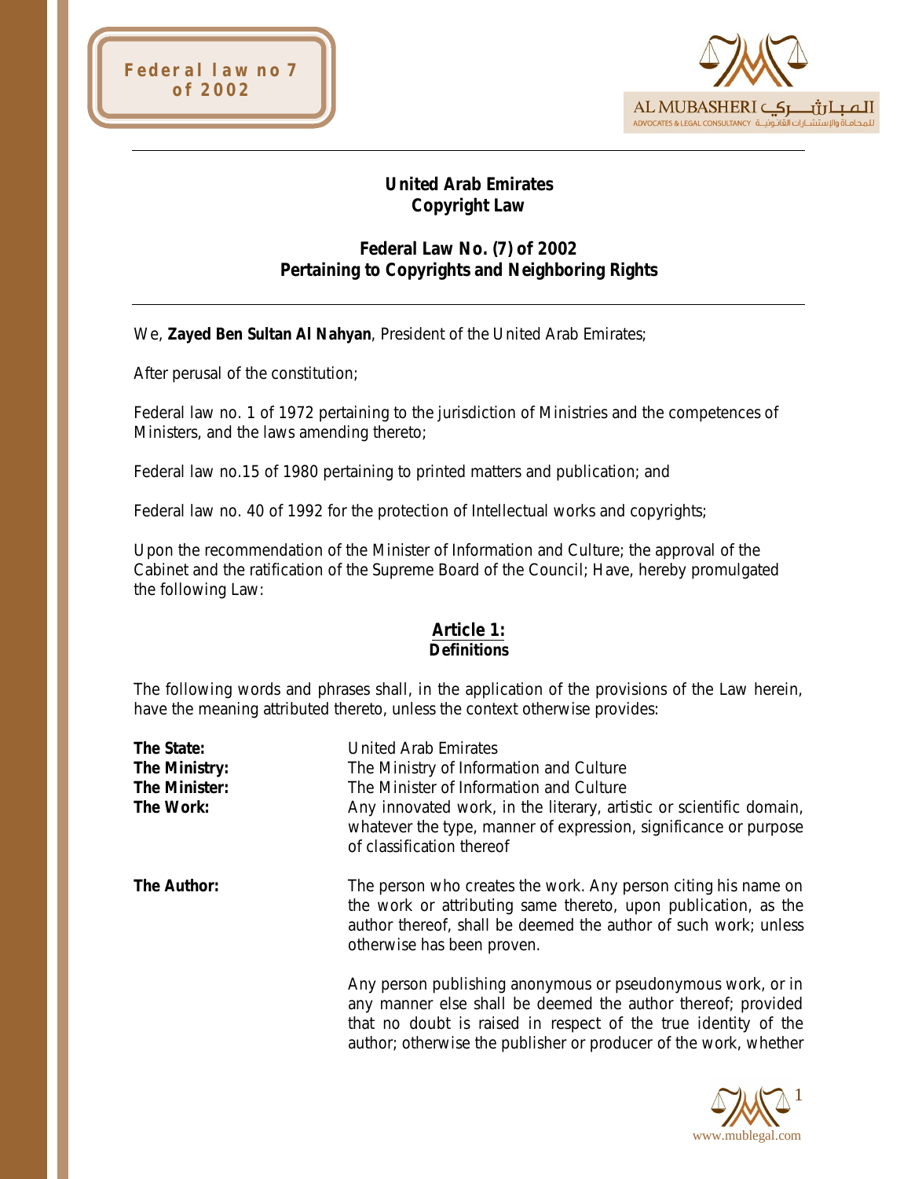# United Arab Emirates
# Copyright Law

## Federal Law No. (7) of 2002
## Pertaining to Copyrights and Neighboring Rights

We, **Zayed Ben Sultan Al Nahyan**, President of the United Arab Emirates;

After perusal of the constitution;

Federal law no. 1 of 1972 pertaining to the jurisdiction of Ministries and the competences of Ministers, and the laws amending thereto;

Federal law no.15 of 1980 pertaining to printed matters and publication; and

Federal law no. 40 of 1992 for the protection of Intellectual works and copyrights;

Upon the recommendation of the Minister of Information and Culture; the approval of the Cabinet and the ratification of the Supreme Board of the Council; Have, hereby promulgated the following Law:

### Article 1:
**Definitions**

The following words and phrases shall, in the application of the provisions of the Law herein, have the meaning attributed thereto, unless the context otherwise provides:

**The State:** United Arab Emirates

**The Ministry:** The Ministry of Information and Culture

**The Minister:** The Minister of Information and Culture

**The Work:** Any innovated work, in the literary, artistic or scientific domain, whatever the type, manner of expression, significance or purpose of classification thereof

**The Author:** The person who creates the work. Any person citing his name on the work or attributing same thereto, upon publication, as the author thereof, shall be deemed the author of such work; unless otherwise has been proven.

Any person publishing anonymous or pseudonymous work, or in any manner else shall be deemed the author thereof; provided that no doubt is raised in respect of the true identity of the author; otherwise the publisher or producer of the work, whether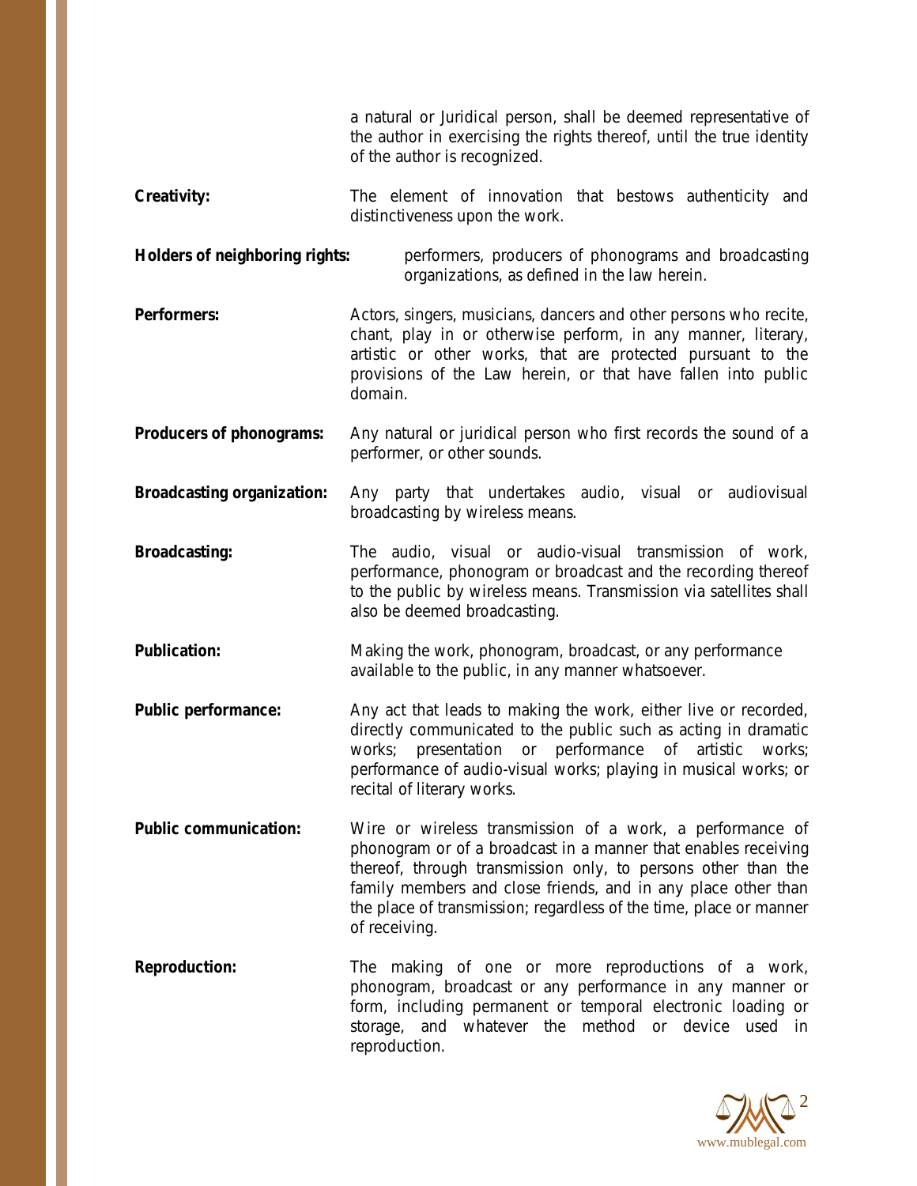a natural or Juridical person, shall be deemed representative of the author in exercising the rights thereof, until the true identity of the author is recognized.

**Creativity:** The element of innovation that bestows authenticity and distinctiveness upon the work.

**Holders of neighboring rights:** performers, producers of phonograms and broadcasting organizations, as defined in the law herein.

**Performers:** Actors, singers, musicians, dancers and other persons who recite, chant, play in or otherwise perform, in any manner, literary, artistic or other works, that are protected pursuant to the provisions of the Law herein, or that have fallen into public domain.

**Producers of phonograms:** Any natural or juridical person who first records the sound of a performer, or other sounds.

**Broadcasting organization:** Any party that undertakes audio, visual or audiovisual broadcasting by wireless means.

**Broadcasting:** The audio, visual or audio-visual transmission of work, performance, phonogram or broadcast and the recording thereof to the public by wireless means. Transmission via satellites shall also be deemed broadcasting.

**Publication:** Making the work, phonogram, broadcast, or any performance available to the public, in any manner whatsoever.

**Public performance:** Any act that leads to making the work, either live or recorded, directly communicated to the public such as acting in dramatic works; presentation or performance of artistic works; performance of audio-visual works; playing in musical works; or recital of literary works.

**Public communication:** Wire or wireless transmission of a work, a performance of phonogram or of a broadcast in a manner that enables receiving thereof, through transmission only, to persons other than the family members and close friends, and in any place other than the place of transmission; regardless of the time, place or manner of receiving.

**Reproduction:** The making of one or more reproductions of a work, phonogram, broadcast or any performance in any manner or form, including permanent or temporal electronic loading or storage, and whatever the method or device used in reproduction.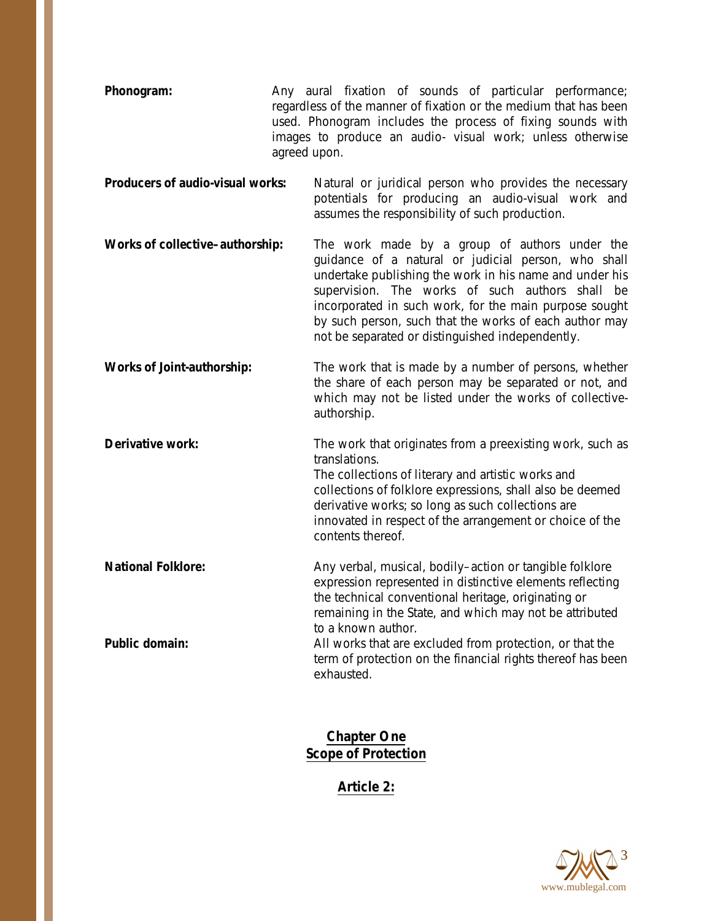**Phonogram:** Any aural fixation of sounds of particular performance; regardless of the manner of fixation or the medium that has been used. Phonogram includes the process of fixing sounds with images to produce an audio- visual work; unless otherwise agreed upon.

**Producers of audio-visual works:** Natural or juridical person who provides the necessary potentials for producing an audio-visual work and assumes the responsibility of such production.

**Works of collective–authorship:** The work made by a group of authors under the guidance of a natural or judicial person, who shall undertake publishing the work in his name and under his supervision. The works of such authors shall be incorporated in such work, for the main purpose sought by such person, such that the works of each author may not be separated or distinguished independently.

**Works of Joint-authorship:** The work that is made by a number of persons, whether the share of each person may be separated or not, and which may not be listed under the works of collective-authorship.

**Derivative work:** The work that originates from a preexisting work, such as translations.
The collections of literary and artistic works and collections of folklore expressions, shall also be deemed derivative works; so long as such collections are innovated in respect of the arrangement or choice of the contents thereof.

**National Folklore:** Any verbal, musical, bodily–action or tangible folklore expression represented in distinctive elements reflecting the technical conventional heritage, originating or remaining in the State, and which may not be attributed to a known author.

**Public domain:** All works that are excluded from protection, or that the term of protection on the financial rights thereof has been exhausted.

## Chapter One
## Scope of Protection

### Article 2: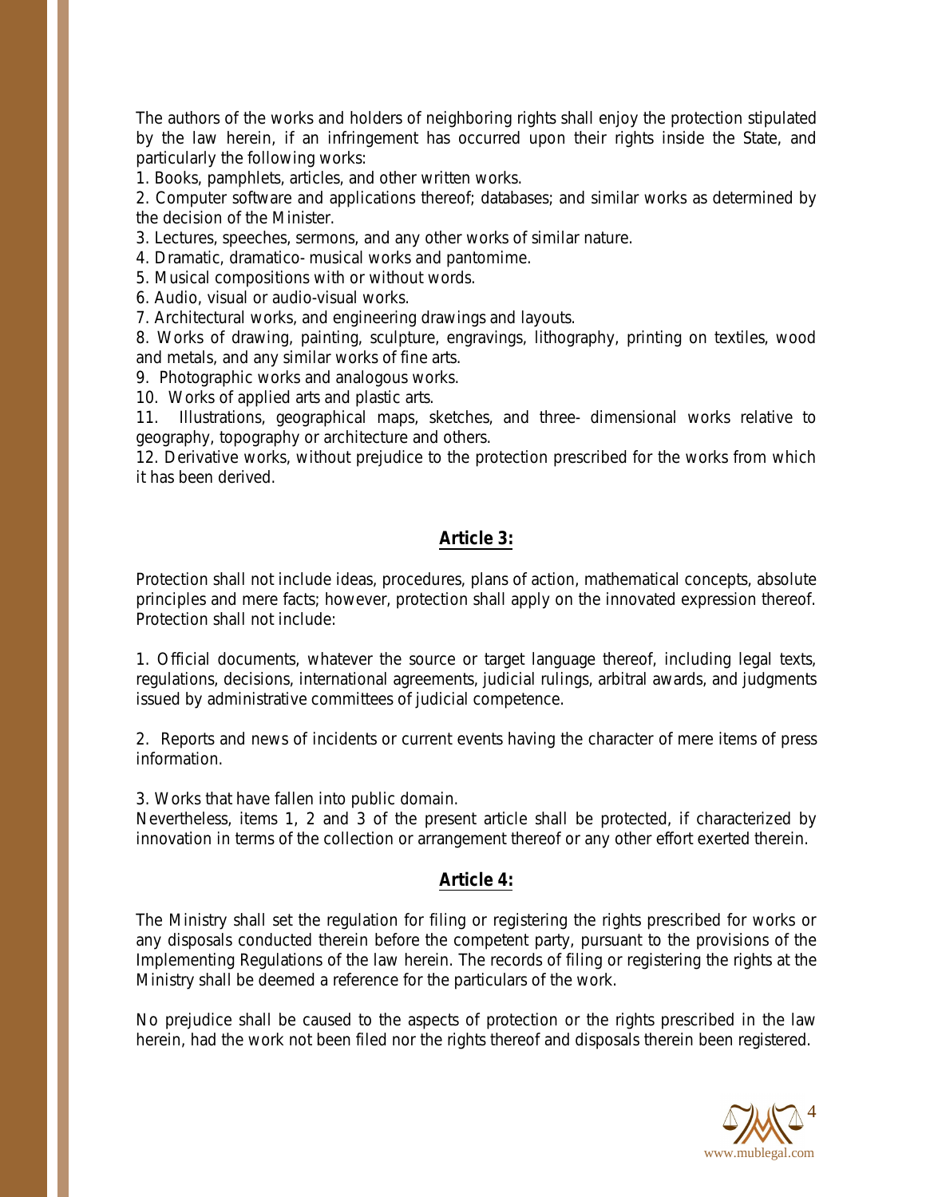The authors of the works and holders of neighboring rights shall enjoy the protection stipulated by the law herein, if an infringement has occurred upon their rights inside the State, and particularly the following works:

1. Books, pamphlets, articles, and other written works.
2. Computer software and applications thereof; databases; and similar works as determined by the decision of the Minister.
3. Lectures, speeches, sermons, and any other works of similar nature.
4. Dramatic, dramatico- musical works and pantomime.
5. Musical compositions with or without words.
6. Audio, visual or audio-visual works.
7. Architectural works, and engineering drawings and layouts.
8. Works of drawing, painting, sculpture, engravings, lithography, printing on textiles, wood and metals, and any similar works of fine arts.
9. Photographic works and analogous works.
10. Works of applied arts and plastic arts.
11. Illustrations, geographical maps, sketches, and three- dimensional works relative to geography, topography or architecture and others.
12. Derivative works, without prejudice to the protection prescribed for the works from which it has been derived.

## Article 3:

Protection shall not include ideas, procedures, plans of action, mathematical concepts, absolute principles and mere facts; however, protection shall apply on the innovated expression thereof. Protection shall not include:

1. Official documents, whatever the source or target language thereof, including legal texts, regulations, decisions, international agreements, judicial rulings, arbitral awards, and judgments issued by administrative committees of judicial competence.

2. Reports and news of incidents or current events having the character of mere items of press information.

3. Works that have fallen into public domain.

Nevertheless, items 1, 2 and 3 of the present article shall be protected, if characterized by innovation in terms of the collection or arrangement thereof or any other effort exerted therein.

## Article 4:

The Ministry shall set the regulation for filing or registering the rights prescribed for works or any disposals conducted therein before the competent party, pursuant to the provisions of the Implementing Regulations of the law herein. The records of filing or registering the rights at the Ministry shall be deemed a reference for the particulars of the work.

No prejudice shall be caused to the aspects of protection or the rights prescribed in the law herein, had the work not been filed nor the rights thereof and disposals therein been registered.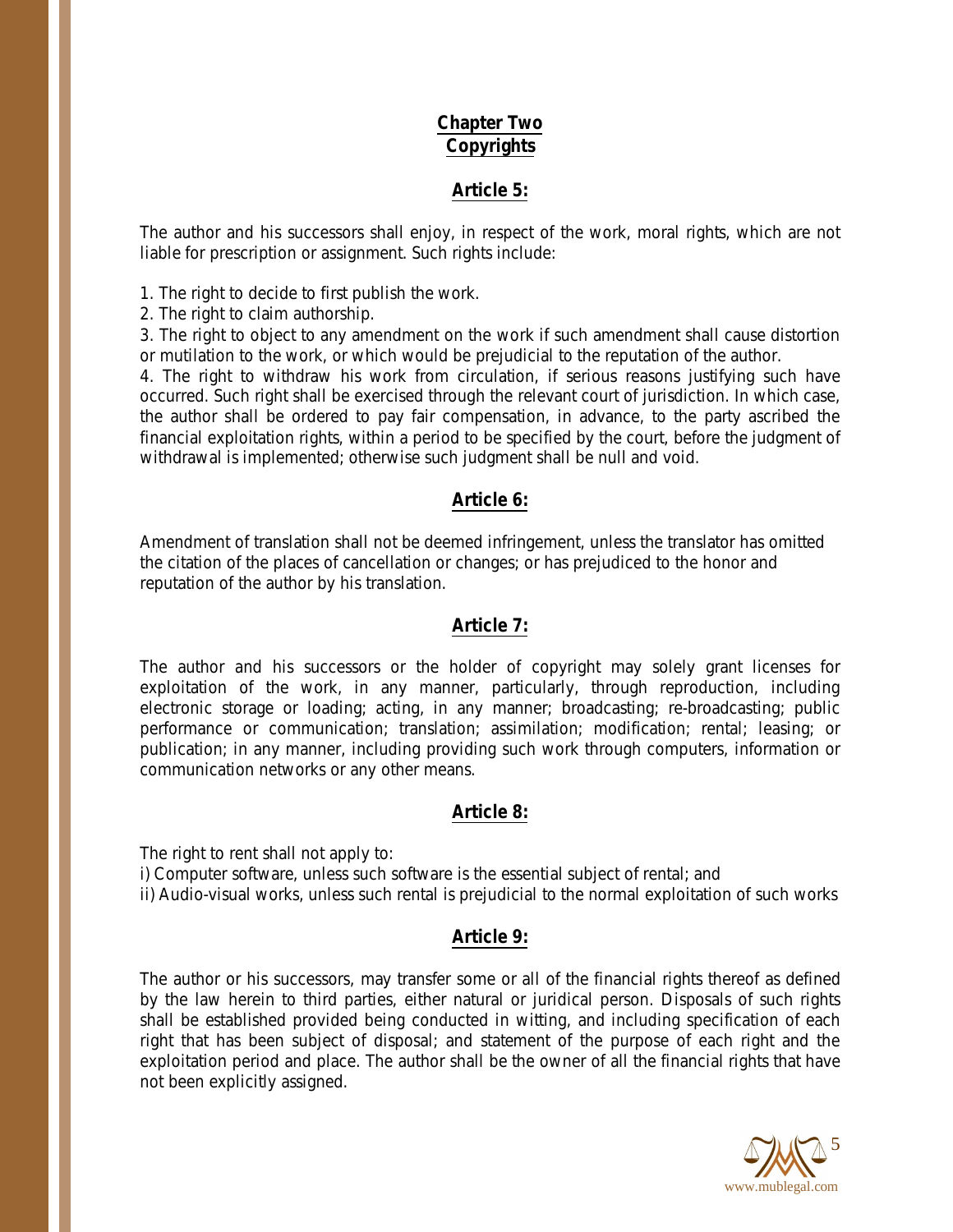## Chapter Two
## Copyrights

### Article 5:

The author and his successors shall enjoy, in respect of the work, moral rights, which are not liable for prescription or assignment. Such rights include:

1. The right to decide to first publish the work.
2. The right to claim authorship.
3. The right to object to any amendment on the work if such amendment shall cause distortion or mutilation to the work, or which would be prejudicial to the reputation of the author.
4. The right to withdraw his work from circulation, if serious reasons justifying such have occurred. Such right shall be exercised through the relevant court of jurisdiction. In which case, the author shall be ordered to pay fair compensation, in advance, to the party ascribed the financial exploitation rights, within a period to be specified by the court, before the judgment of withdrawal is implemented; otherwise such judgment shall be null and void.

### Article 6:

Amendment of translation shall not be deemed infringement, unless the translator has omitted the citation of the places of cancellation or changes; or has prejudiced to the honor and reputation of the author by his translation.

### Article 7:

The author and his successors or the holder of copyright may solely grant licenses for exploitation of the work, in any manner, particularly, through reproduction, including electronic storage or loading; acting, in any manner; broadcasting; re-broadcasting; public performance or communication; translation; assimilation; modification; rental; leasing; or publication; in any manner, including providing such work through computers, information or communication networks or any other means.

### Article 8:

The right to rent shall not apply to:

i) Computer software, unless such software is the essential subject of rental; and

ii) Audio-visual works, unless such rental is prejudicial to the normal exploitation of such works

### Article 9:

The author or his successors, may transfer some or all of the financial rights thereof as defined by the law herein to third parties, either natural or juridical person. Disposals of such rights shall be established provided being conducted in witting, and including specification of each right that has been subject of disposal; and statement of the purpose of each right and the exploitation period and place. The author shall be the owner of all the financial rights that have not been explicitly assigned.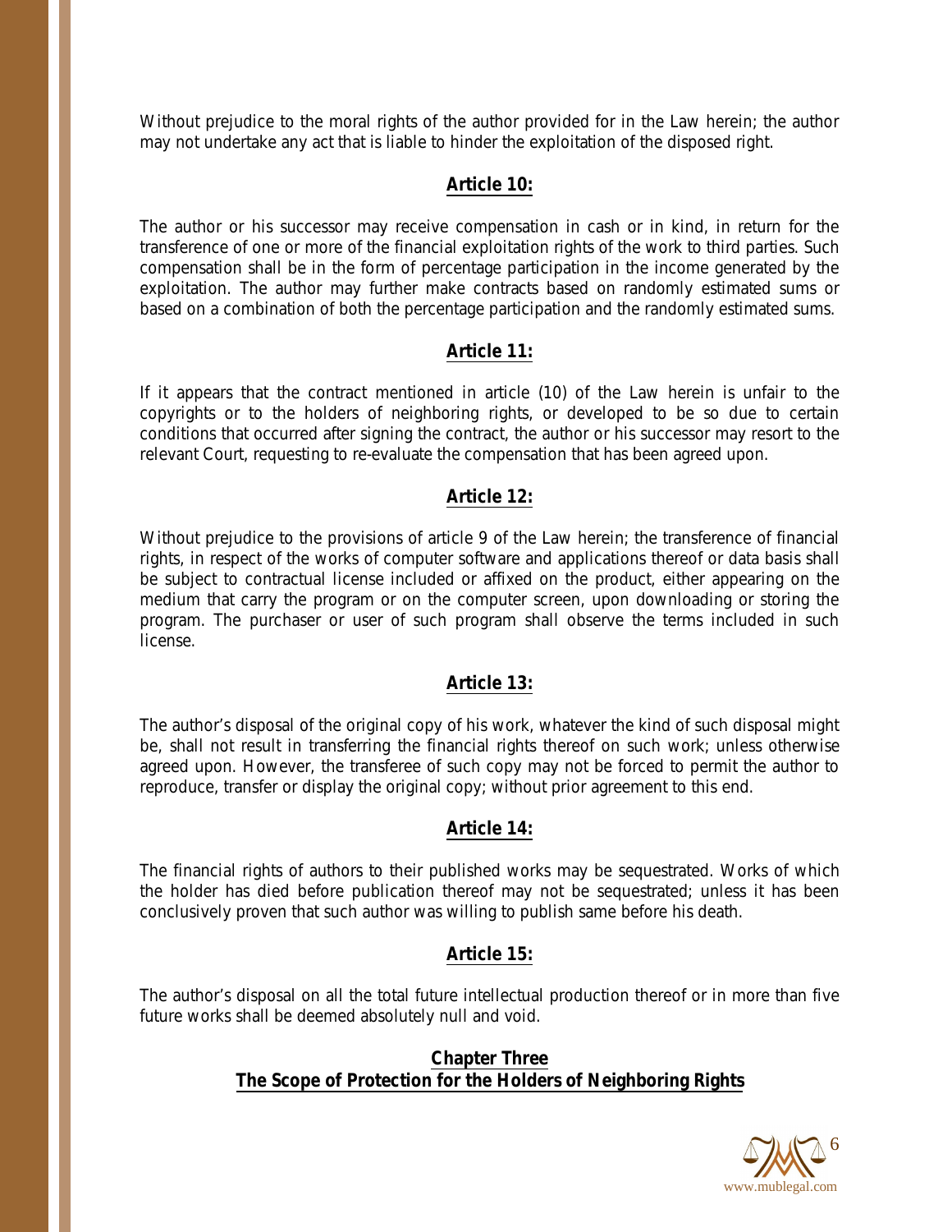Without prejudice to the moral rights of the author provided for in the Law herein; the author may not undertake any act that is liable to hinder the exploitation of the disposed right.

## Article 10:

The author or his successor may receive compensation in cash or in kind, in return for the transference of one or more of the financial exploitation rights of the work to third parties. Such compensation shall be in the form of percentage participation in the income generated by the exploitation. The author may further make contracts based on randomly estimated sums or based on a combination of both the percentage participation and the randomly estimated sums.

## Article 11:

If it appears that the contract mentioned in article (10) of the Law herein is unfair to the copyrights or to the holders of neighboring rights, or developed to be so due to certain conditions that occurred after signing the contract, the author or his successor may resort to the relevant Court, requesting to re-evaluate the compensation that has been agreed upon.

## Article 12:

Without prejudice to the provisions of article 9 of the Law herein; the transference of financial rights, in respect of the works of computer software and applications thereof or data basis shall be subject to contractual license included or affixed on the product, either appearing on the medium that carry the program or on the computer screen, upon downloading or storing the program. The purchaser or user of such program shall observe the terms included in such license.

## Article 13:

The author's disposal of the original copy of his work, whatever the kind of such disposal might be, shall not result in transferring the financial rights thereof on such work; unless otherwise agreed upon. However, the transferee of such copy may not be forced to permit the author to reproduce, transfer or display the original copy; without prior agreement to this end.

## Article 14:

The financial rights of authors to their published works may be sequestrated. Works of which the holder has died before publication thereof may not be sequestrated; unless it has been conclusively proven that such author was willing to publish same before his death.

## Article 15:

The author's disposal on all the total future intellectual production thereof or in more than five future works shall be deemed absolutely null and void.

# Chapter Three
# The Scope of Protection for the Holders of Neighboring Rights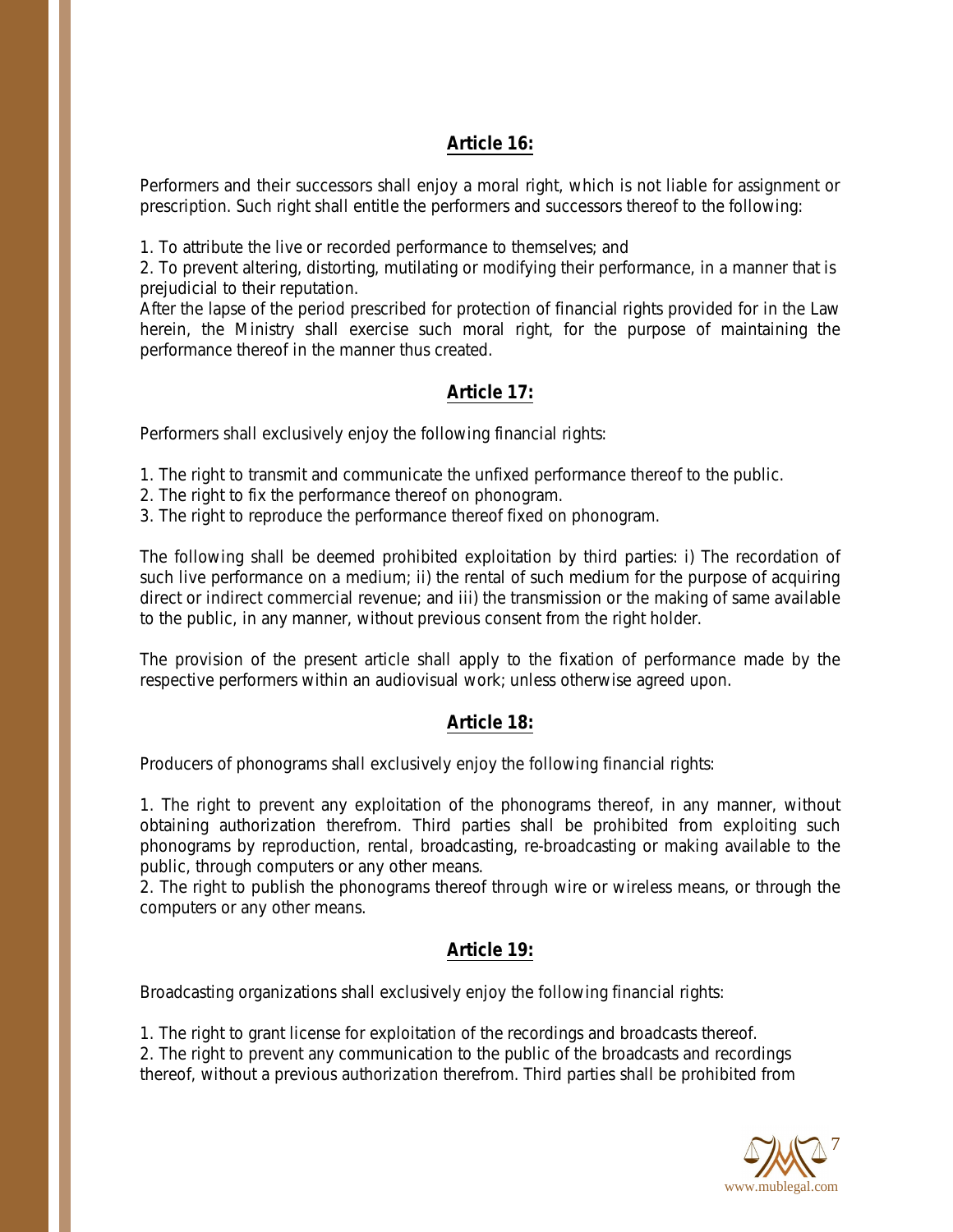## Article 16:

Performers and their successors shall enjoy a moral right, which is not liable for assignment or prescription. Such right shall entitle the performers and successors thereof to the following:

1. To attribute the live or recorded performance to themselves; and
2. To prevent altering, distorting, mutilating or modifying their performance, in a manner that is prejudicial to their reputation.

After the lapse of the period prescribed for protection of financial rights provided for in the Law herein, the Ministry shall exercise such moral right, for the purpose of maintaining the performance thereof in the manner thus created.

## Article 17:

Performers shall exclusively enjoy the following financial rights:

1. The right to transmit and communicate the unfixed performance thereof to the public.
2. The right to fix the performance thereof on phonogram.
3. The right to reproduce the performance thereof fixed on phonogram.

The following shall be deemed prohibited exploitation by third parties: i) The recordation of such live performance on a medium; ii) the rental of such medium for the purpose of acquiring direct or indirect commercial revenue; and iii) the transmission or the making of same available to the public, in any manner, without previous consent from the right holder.

The provision of the present article shall apply to the fixation of performance made by the respective performers within an audiovisual work; unless otherwise agreed upon.

## Article 18:

Producers of phonograms shall exclusively enjoy the following financial rights:

1. The right to prevent any exploitation of the phonograms thereof, in any manner, without obtaining authorization therefrom. Third parties shall be prohibited from exploiting such phonograms by reproduction, rental, broadcasting, re-broadcasting or making available to the public, through computers or any other means.
2. The right to publish the phonograms thereof through wire or wireless means, or through the computers or any other means.

## Article 19:

Broadcasting organizations shall exclusively enjoy the following financial rights:

1. The right to grant license for exploitation of the recordings and broadcasts thereof.
2. The right to prevent any communication to the public of the broadcasts and recordings thereof, without a previous authorization therefrom. Third parties shall be prohibited from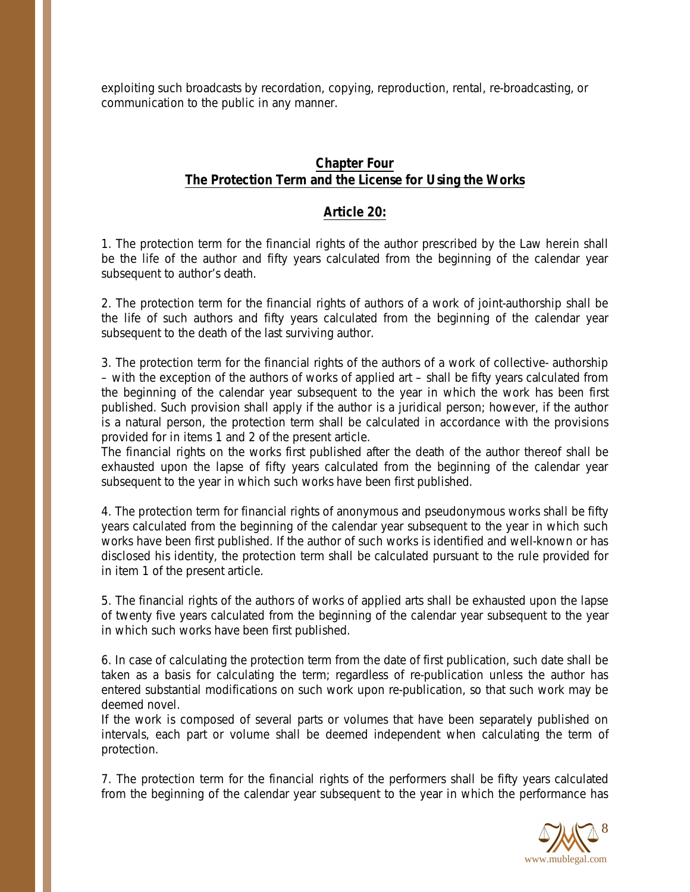exploiting such broadcasts by recordation, copying, reproduction, rental, re-broadcasting, or communication to the public in any manner.

## Chapter Four
## The Protection Term and the License for Using the Works

### Article 20:

1. The protection term for the financial rights of the author prescribed by the Law herein shall be the life of the author and fifty years calculated from the beginning of the calendar year subsequent to author's death.

2. The protection term for the financial rights of authors of a work of joint-authorship shall be the life of such authors and fifty years calculated from the beginning of the calendar year subsequent to the death of the last surviving author.

3. The protection term for the financial rights of the authors of a work of collective- authorship – with the exception of the authors of works of applied art – shall be fifty years calculated from the beginning of the calendar year subsequent to the year in which the work has been first published. Such provision shall apply if the author is a juridical person; however, if the author is a natural person, the protection term shall be calculated in accordance with the provisions provided for in items 1 and 2 of the present article.
The financial rights on the works first published after the death of the author thereof shall be exhausted upon the lapse of fifty years calculated from the beginning of the calendar year subsequent to the year in which such works have been first published.

4. The protection term for financial rights of anonymous and pseudonymous works shall be fifty years calculated from the beginning of the calendar year subsequent to the year in which such works have been first published. If the author of such works is identified and well-known or has disclosed his identity, the protection term shall be calculated pursuant to the rule provided for in item 1 of the present article.

5. The financial rights of the authors of works of applied arts shall be exhausted upon the lapse of twenty five years calculated from the beginning of the calendar year subsequent to the year in which such works have been first published.

6. In case of calculating the protection term from the date of first publication, such date shall be taken as a basis for calculating the term; regardless of re-publication unless the author has entered substantial modifications on such work upon re-publication, so that such work may be deemed novel.
If the work is composed of several parts or volumes that have been separately published on intervals, each part or volume shall be deemed independent when calculating the term of protection.

7. The protection term for the financial rights of the performers shall be fifty years calculated from the beginning of the calendar year subsequent to the year in which the performance has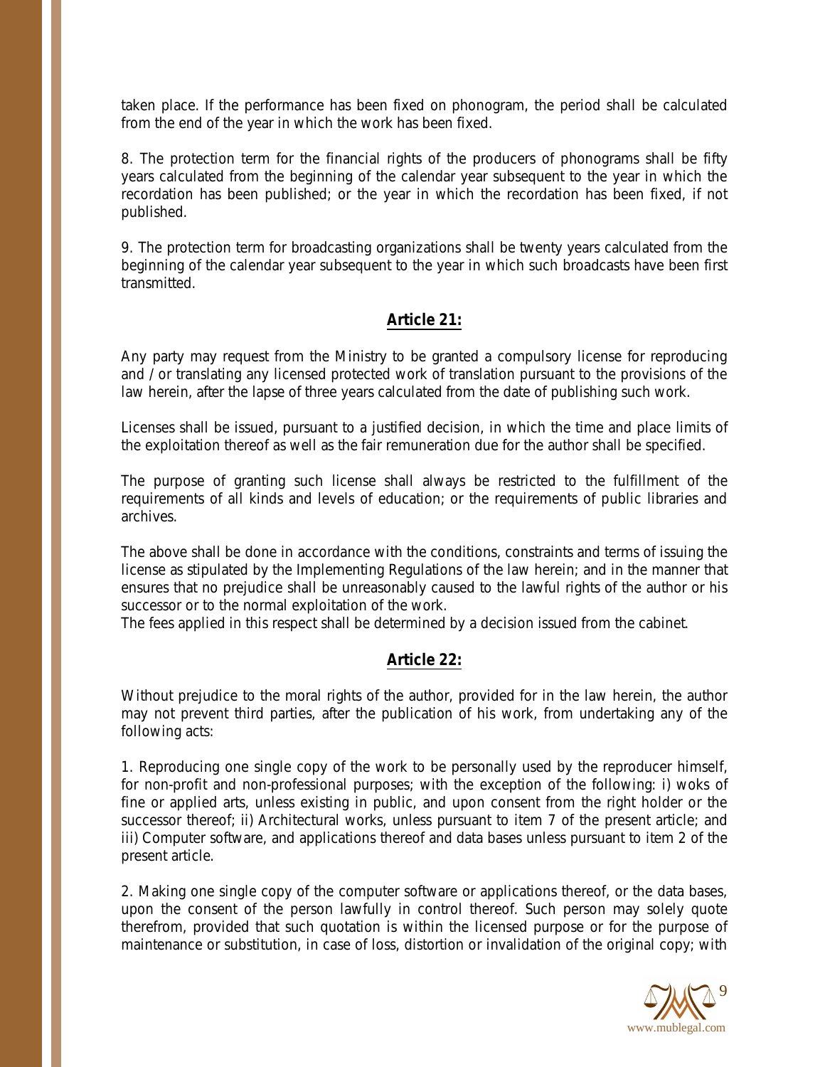taken place. If the performance has been fixed on phonogram, the period shall be calculated from the end of the year in which the work has been fixed.

8. The protection term for the financial rights of the producers of phonograms shall be fifty years calculated from the beginning of the calendar year subsequent to the year in which the recordation has been published; or the year in which the recordation has been fixed, if not published.

9. The protection term for broadcasting organizations shall be twenty years calculated from the beginning of the calendar year subsequent to the year in which such broadcasts have been first transmitted.

## Article 21:

Any party may request from the Ministry to be granted a compulsory license for reproducing and / or translating any licensed protected work of translation pursuant to the provisions of the law herein, after the lapse of three years calculated from the date of publishing such work.

Licenses shall be issued, pursuant to a justified decision, in which the time and place limits of the exploitation thereof as well as the fair remuneration due for the author shall be specified.

The purpose of granting such license shall always be restricted to the fulfillment of the requirements of all kinds and levels of education; or the requirements of public libraries and archives.

The above shall be done in accordance with the conditions, constraints and terms of issuing the license as stipulated by the Implementing Regulations of the law herein; and in the manner that ensures that no prejudice shall be unreasonably caused to the lawful rights of the author or his successor or to the normal exploitation of the work.
The fees applied in this respect shall be determined by a decision issued from the cabinet.

## Article 22:

Without prejudice to the moral rights of the author, provided for in the law herein, the author may not prevent third parties, after the publication of his work, from undertaking any of the following acts:

1. Reproducing one single copy of the work to be personally used by the reproducer himself, for non-profit and non-professional purposes; with the exception of the following: i) woks of fine or applied arts, unless existing in public, and upon consent from the right holder or the successor thereof; ii) Architectural works, unless pursuant to item 7 of the present article; and iii) Computer software, and applications thereof and data bases unless pursuant to item 2 of the present article.

2. Making one single copy of the computer software or applications thereof, or the data bases, upon the consent of the person lawfully in control thereof. Such person may solely quote therefrom, provided that such quotation is within the licensed purpose or for the purpose of maintenance or substitution, in case of loss, distortion or invalidation of the original copy; with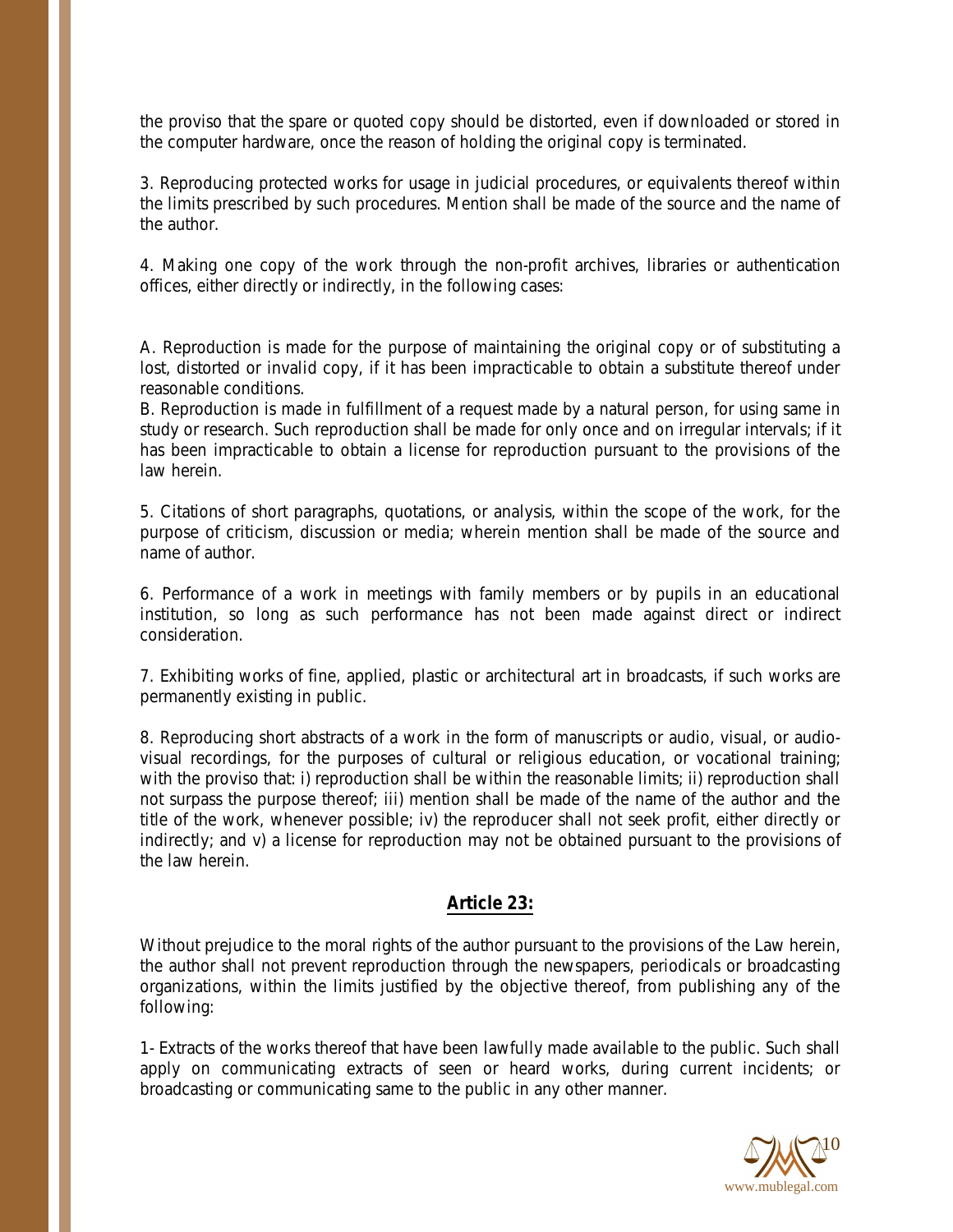the proviso that the spare or quoted copy should be distorted, even if downloaded or stored in the computer hardware, once the reason of holding the original copy is terminated.

3. Reproducing protected works for usage in judicial procedures, or equivalents thereof within the limits prescribed by such procedures. Mention shall be made of the source and the name of the author.

4. Making one copy of the work through the non-profit archives, libraries or authentication offices, either directly or indirectly, in the following cases:

A. Reproduction is made for the purpose of maintaining the original copy or of substituting a lost, distorted or invalid copy, if it has been impracticable to obtain a substitute thereof under reasonable conditions.
B. Reproduction is made in fulfillment of a request made by a natural person, for using same in study or research. Such reproduction shall be made for only once and on irregular intervals; if it has been impracticable to obtain a license for reproduction pursuant to the provisions of the law herein.

5. Citations of short paragraphs, quotations, or analysis, within the scope of the work, for the purpose of criticism, discussion or media; wherein mention shall be made of the source and name of author.

6. Performance of a work in meetings with family members or by pupils in an educational institution, so long as such performance has not been made against direct or indirect consideration.

7. Exhibiting works of fine, applied, plastic or architectural art in broadcasts, if such works are permanently existing in public.

8. Reproducing short abstracts of a work in the form of manuscripts or audio, visual, or audio-visual recordings, for the purposes of cultural or religious education, or vocational training; with the proviso that: i) reproduction shall be within the reasonable limits; ii) reproduction shall not surpass the purpose thereof; iii) mention shall be made of the name of the author and the title of the work, whenever possible; iv) the reproducer shall not seek profit, either directly or indirectly; and v) a license for reproduction may not be obtained pursuant to the provisions of the law herein.

## Article 23:

Without prejudice to the moral rights of the author pursuant to the provisions of the Law herein, the author shall not prevent reproduction through the newspapers, periodicals or broadcasting organizations, within the limits justified by the objective thereof, from publishing any of the following:

1- Extracts of the works thereof that have been lawfully made available to the public. Such shall apply on communicating extracts of seen or heard works, during current incidents; or broadcasting or communicating same to the public in any other manner.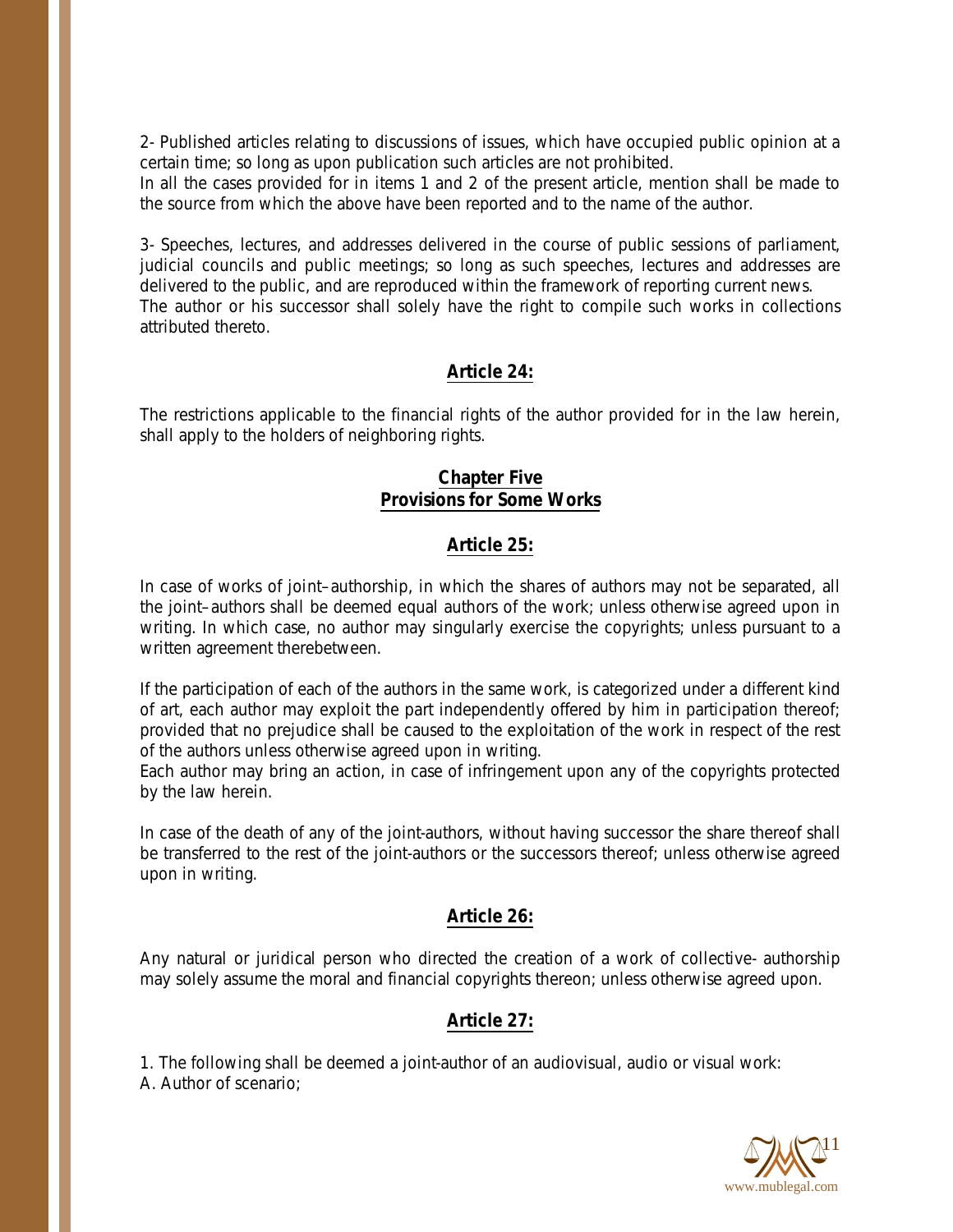2- Published articles relating to discussions of issues, which have occupied public opinion at a certain time; so long as upon publication such articles are not prohibited.
In all the cases provided for in items 1 and 2 of the present article, mention shall be made to the source from which the above have been reported and to the name of the author.

3- Speeches, lectures, and addresses delivered in the course of public sessions of parliament, judicial councils and public meetings; so long as such speeches, lectures and addresses are delivered to the public, and are reproduced within the framework of reporting current news.
The author or his successor shall solely have the right to compile such works in collections attributed thereto.

### Article 24:

The restrictions applicable to the financial rights of the author provided for in the law herein, shall apply to the holders of neighboring rights.

## Chapter Five
## Provisions for Some Works

### Article 25:

In case of works of joint–authorship, in which the shares of authors may not be separated, all the joint–authors shall be deemed equal authors of the work; unless otherwise agreed upon in writing. In which case, no author may singularly exercise the copyrights; unless pursuant to a written agreement therebetween.

If the participation of each of the authors in the same work, is categorized under a different kind of art, each author may exploit the part independently offered by him in participation thereof; provided that no prejudice shall be caused to the exploitation of the work in respect of the rest of the authors unless otherwise agreed upon in writing.
Each author may bring an action, in case of infringement upon any of the copyrights protected by the law herein.

In case of the death of any of the joint-authors, without having successor the share thereof shall be transferred to the rest of the joint-authors or the successors thereof; unless otherwise agreed upon in writing.

### Article 26:

Any natural or juridical person who directed the creation of a work of collective- authorship may solely assume the moral and financial copyrights thereon; unless otherwise agreed upon.

### Article 27:

1. The following shall be deemed a joint-author of an audiovisual, audio or visual work:
A. Author of scenario;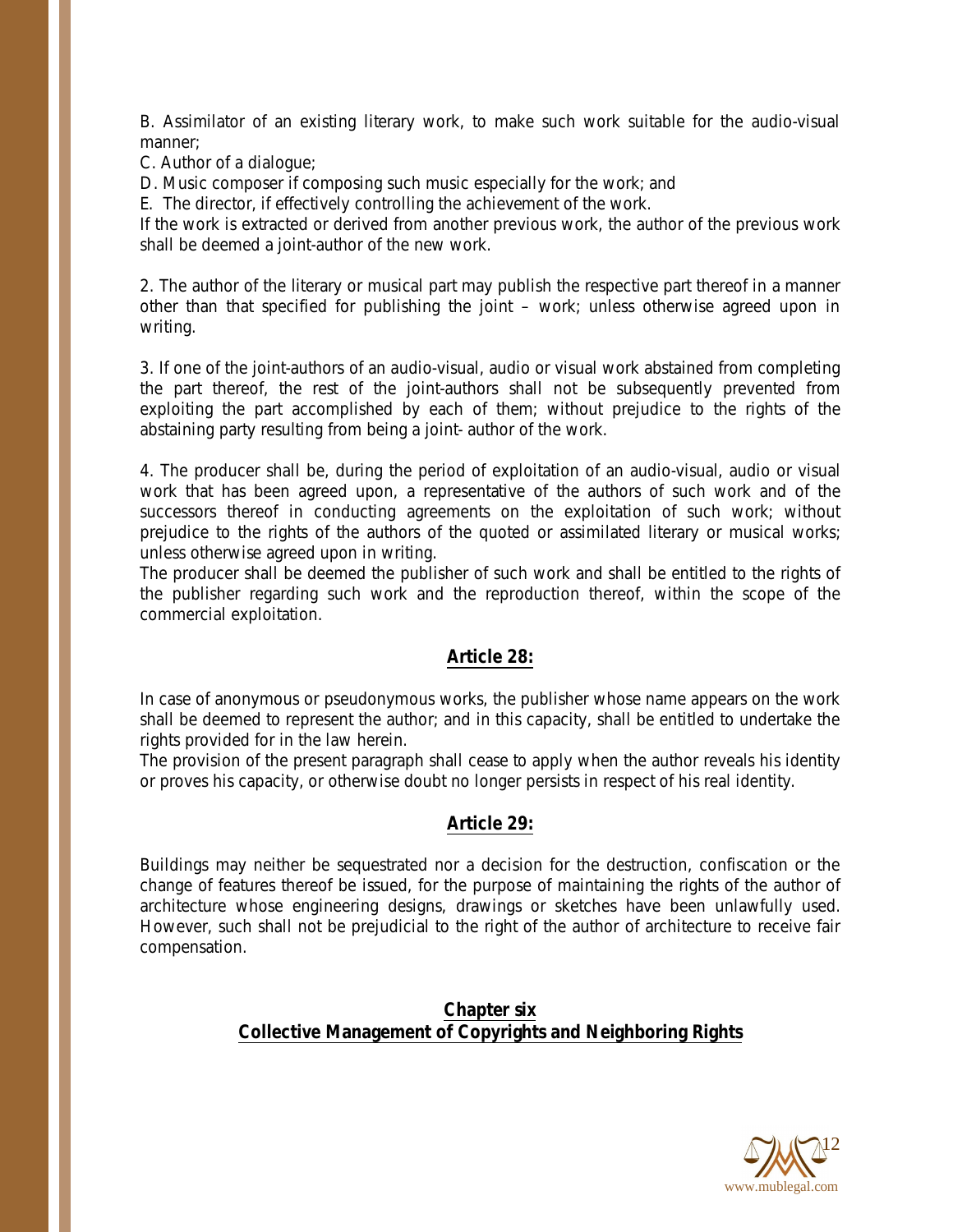B. Assimilator of an existing literary work, to make such work suitable for the audio-visual manner;

C. Author of a dialogue;

D. Music composer if composing such music especially for the work; and

E. The director, if effectively controlling the achievement of the work.

If the work is extracted or derived from another previous work, the author of the previous work shall be deemed a joint-author of the new work.

2. The author of the literary or musical part may publish the respective part thereof in a manner other than that specified for publishing the joint – work; unless otherwise agreed upon in writing.

3. If one of the joint-authors of an audio-visual, audio or visual work abstained from completing the part thereof, the rest of the joint-authors shall not be subsequently prevented from exploiting the part accomplished by each of them; without prejudice to the rights of the abstaining party resulting from being a joint- author of the work.

4. The producer shall be, during the period of exploitation of an audio-visual, audio or visual work that has been agreed upon, a representative of the authors of such work and of the successors thereof in conducting agreements on the exploitation of such work; without prejudice to the rights of the authors of the quoted or assimilated literary or musical works; unless otherwise agreed upon in writing.

The producer shall be deemed the publisher of such work and shall be entitled to the rights of the publisher regarding such work and the reproduction thereof, within the scope of the commercial exploitation.

## Article 28:

In case of anonymous or pseudonymous works, the publisher whose name appears on the work shall be deemed to represent the author; and in this capacity, shall be entitled to undertake the rights provided for in the law herein.

The provision of the present paragraph shall cease to apply when the author reveals his identity or proves his capacity, or otherwise doubt no longer persists in respect of his real identity.

## Article 29:

Buildings may neither be sequestrated nor a decision for the destruction, confiscation or the change of features thereof be issued, for the purpose of maintaining the rights of the author of architecture whose engineering designs, drawings or sketches have been unlawfully used. However, such shall not be prejudicial to the right of the author of architecture to receive fair compensation.

## Chapter six
## Collective Management of Copyrights and Neighboring Rights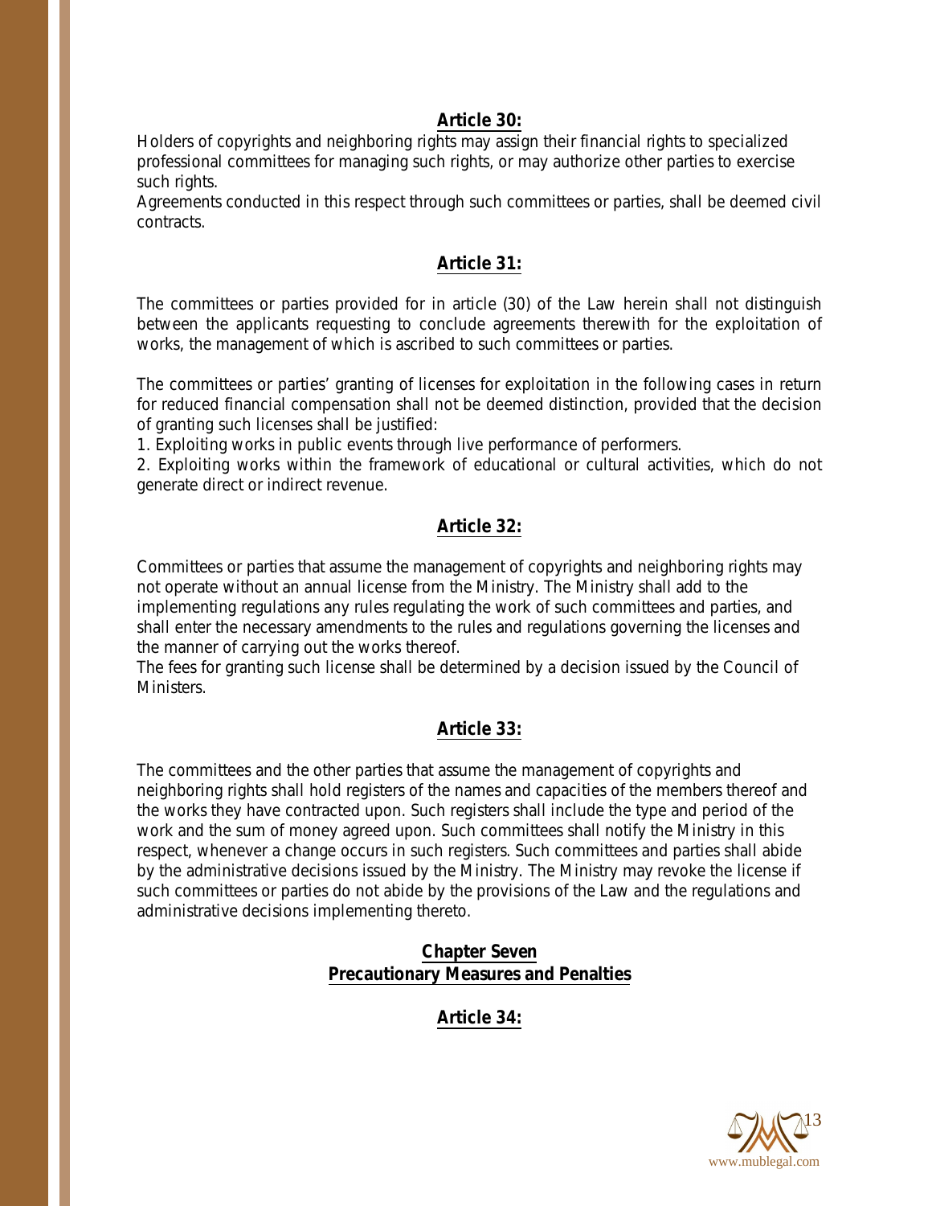## Article 30:

Holders of copyrights and neighboring rights may assign their financial rights to specialized professional committees for managing such rights, or may authorize other parties to exercise such rights.

Agreements conducted in this respect through such committees or parties, shall be deemed civil contracts.

## Article 31:

The committees or parties provided for in article (30) of the Law herein shall not distinguish between the applicants requesting to conclude agreements therewith for the exploitation of works, the management of which is ascribed to such committees or parties.

The committees or parties' granting of licenses for exploitation in the following cases in return for reduced financial compensation shall not be deemed distinction, provided that the decision of granting such licenses shall be justified:

1. Exploiting works in public events through live performance of performers.
2. Exploiting works within the framework of educational or cultural activities, which do not generate direct or indirect revenue.

## Article 32:

Committees or parties that assume the management of copyrights and neighboring rights may not operate without an annual license from the Ministry. The Ministry shall add to the implementing regulations any rules regulating the work of such committees and parties, and shall enter the necessary amendments to the rules and regulations governing the licenses and the manner of carrying out the works thereof.

The fees for granting such license shall be determined by a decision issued by the Council of Ministers.

## Article 33:

The committees and the other parties that assume the management of copyrights and neighboring rights shall hold registers of the names and capacities of the members thereof and the works they have contracted upon. Such registers shall include the type and period of the work and the sum of money agreed upon. Such committees shall notify the Ministry in this respect, whenever a change occurs in such registers. Such committees and parties shall abide by the administrative decisions issued by the Ministry. The Ministry may revoke the license if such committees or parties do not abide by the provisions of the Law and the regulations and administrative decisions implementing thereto.

# Chapter Seven
# Precautionary Measures and Penalties

## Article 34: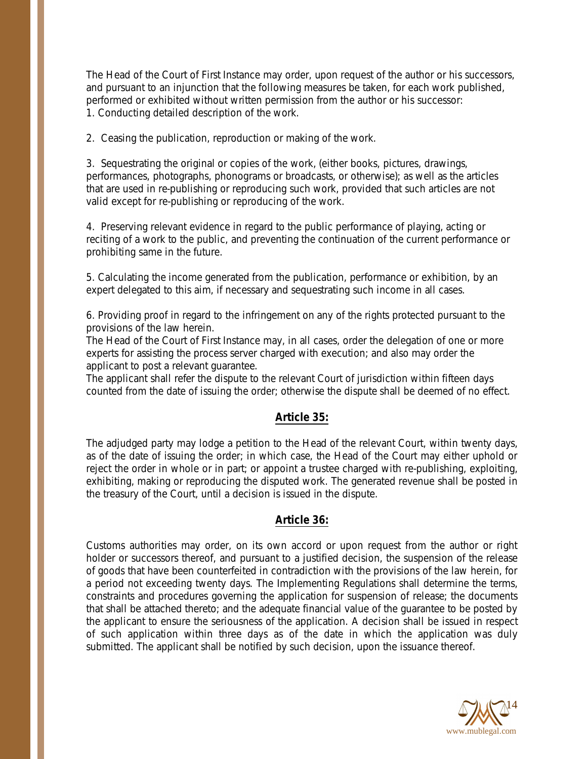The Head of the Court of First Instance may order, upon request of the author or his successors, and pursuant to an injunction that the following measures be taken, for each work published, performed or exhibited without written permission from the author or his successor:

1. Conducting detailed description of the work.

2. Ceasing the publication, reproduction or making of the work.

3. Sequestrating the original or copies of the work, (either books, pictures, drawings, performances, photographs, phonograms or broadcasts, or otherwise); as well as the articles that are used in re-publishing or reproducing such work, provided that such articles are not valid except for re-publishing or reproducing of the work.

4. Preserving relevant evidence in regard to the public performance of playing, acting or reciting of a work to the public, and preventing the continuation of the current performance or prohibiting same in the future.

5. Calculating the income generated from the publication, performance or exhibition, by an expert delegated to this aim, if necessary and sequestrating such income in all cases.

6. Providing proof in regard to the infringement on any of the rights protected pursuant to the provisions of the law herein.

The Head of the Court of First Instance may, in all cases, order the delegation of one or more experts for assisting the process server charged with execution; and also may order the applicant to post a relevant guarantee.

The applicant shall refer the dispute to the relevant Court of jurisdiction within fifteen days counted from the date of issuing the order; otherwise the dispute shall be deemed of no effect.

## Article 35:

The adjudged party may lodge a petition to the Head of the relevant Court, within twenty days, as of the date of issuing the order; in which case, the Head of the Court may either uphold or reject the order in whole or in part; or appoint a trustee charged with re-publishing, exploiting, exhibiting, making or reproducing the disputed work. The generated revenue shall be posted in the treasury of the Court, until a decision is issued in the dispute.

## Article 36:

Customs authorities may order, on its own accord or upon request from the author or right holder or successors thereof, and pursuant to a justified decision, the suspension of the release of goods that have been counterfeited in contradiction with the provisions of the law herein, for a period not exceeding twenty days. The Implementing Regulations shall determine the terms, constraints and procedures governing the application for suspension of release; the documents that shall be attached thereto; and the adequate financial value of the guarantee to be posted by the applicant to ensure the seriousness of the application. A decision shall be issued in respect of such application within three days as of the date in which the application was duly submitted. The applicant shall be notified by such decision, upon the issuance thereof.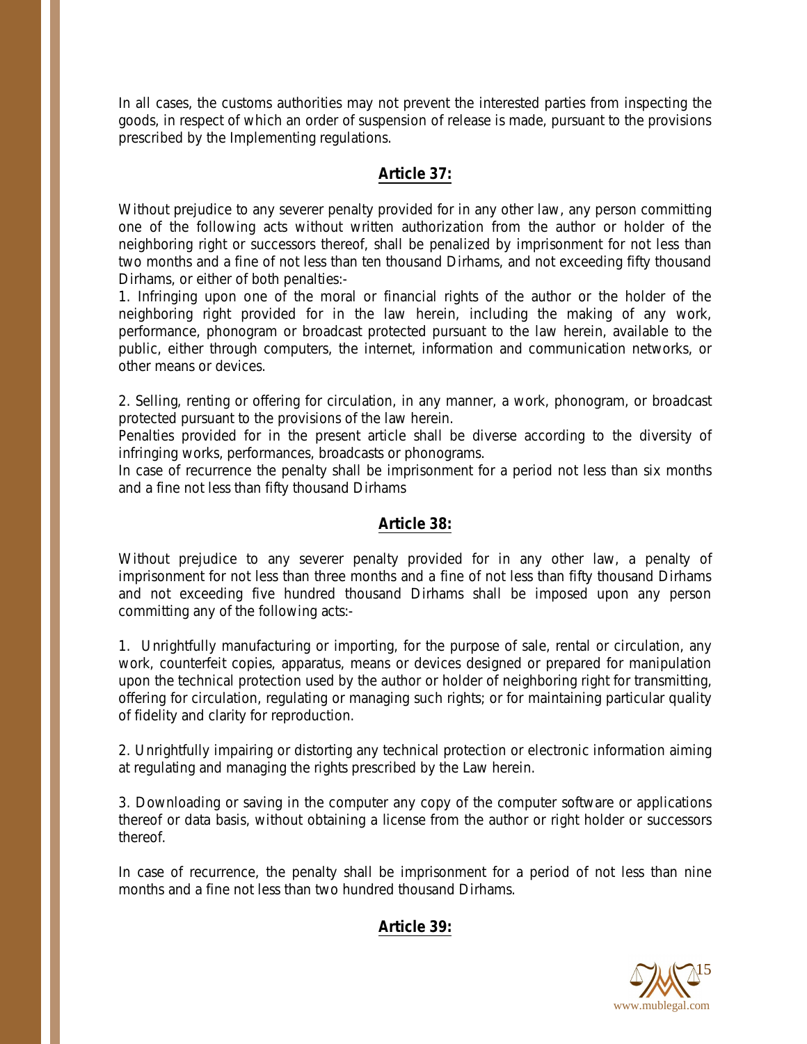In all cases, the customs authorities may not prevent the interested parties from inspecting the goods, in respect of which an order of suspension of release is made, pursuant to the provisions prescribed by the Implementing regulations.

## Article 37:

Without prejudice to any severer penalty provided for in any other law, any person committing one of the following acts without written authorization from the author or holder of the neighboring right or successors thereof, shall be penalized by imprisonment for not less than two months and a fine of not less than ten thousand Dirhams, and not exceeding fifty thousand Dirhams, or either of both penalties:-

1. Infringing upon one of the moral or financial rights of the author or the holder of the neighboring right provided for in the law herein, including the making of any work, performance, phonogram or broadcast protected pursuant to the law herein, available to the public, either through computers, the internet, information and communication networks, or other means or devices.

2. Selling, renting or offering for circulation, in any manner, a work, phonogram, or broadcast protected pursuant to the provisions of the law herein.

Penalties provided for in the present article shall be diverse according to the diversity of infringing works, performances, broadcasts or phonograms.

In case of recurrence the penalty shall be imprisonment for a period not less than six months and a fine not less than fifty thousand Dirhams

## Article 38:

Without prejudice to any severer penalty provided for in any other law, a penalty of imprisonment for not less than three months and a fine of not less than fifty thousand Dirhams and not exceeding five hundred thousand Dirhams shall be imposed upon any person committing any of the following acts:-

1. Unrightfully manufacturing or importing, for the purpose of sale, rental or circulation, any work, counterfeit copies, apparatus, means or devices designed or prepared for manipulation upon the technical protection used by the author or holder of neighboring right for transmitting, offering for circulation, regulating or managing such rights; or for maintaining particular quality of fidelity and clarity for reproduction.

2. Unrightfully impairing or distorting any technical protection or electronic information aiming at regulating and managing the rights prescribed by the Law herein.

3. Downloading or saving in the computer any copy of the computer software or applications thereof or data basis, without obtaining a license from the author or right holder or successors thereof.

In case of recurrence, the penalty shall be imprisonment for a period of not less than nine months and a fine not less than two hundred thousand Dirhams.

## Article 39: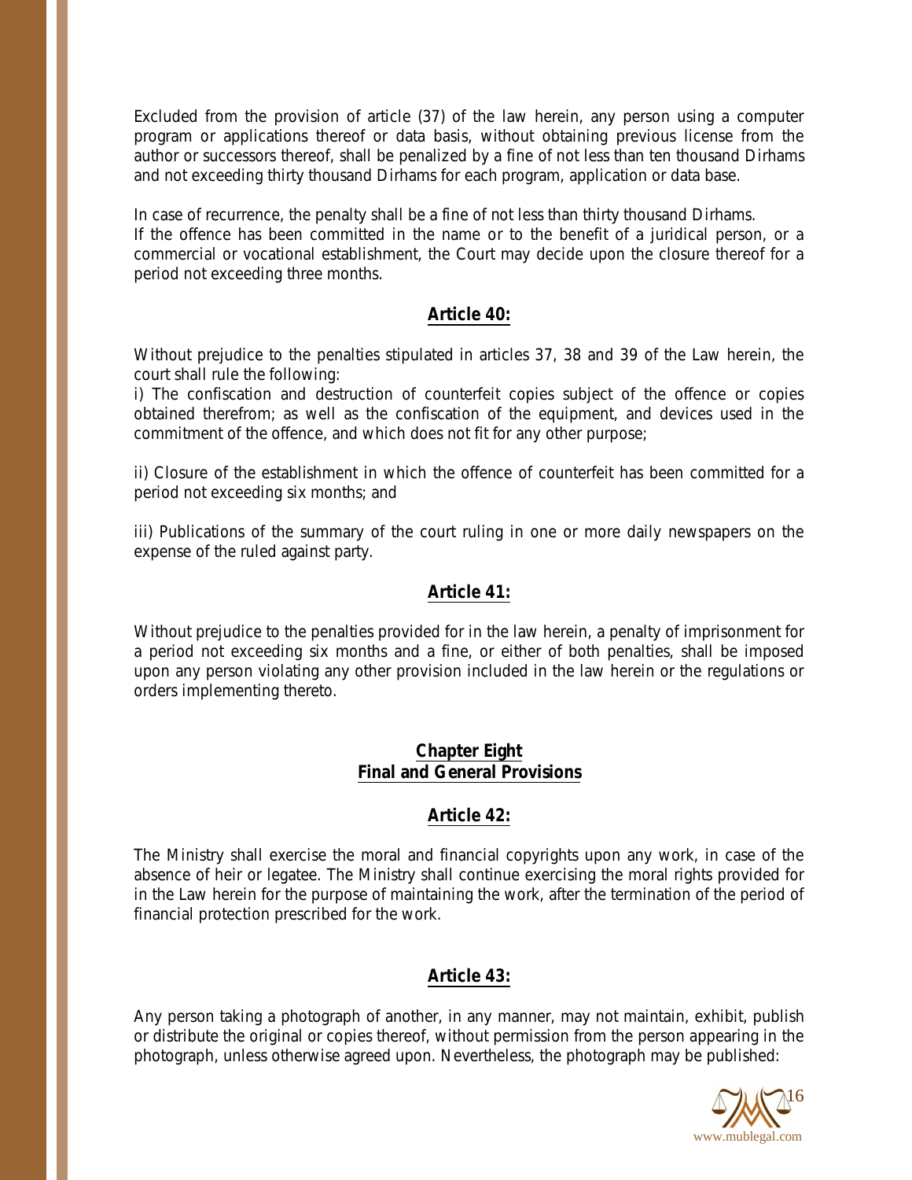Excluded from the provision of article (37) of the law herein, any person using a computer program or applications thereof or data basis, without obtaining previous license from the author or successors thereof, shall be penalized by a fine of not less than ten thousand Dirhams and not exceeding thirty thousand Dirhams for each program, application or data base.

In case of recurrence, the penalty shall be a fine of not less than thirty thousand Dirhams. If the offence has been committed in the name or to the benefit of a juridical person, or a commercial or vocational establishment, the Court may decide upon the closure thereof for a period not exceeding three months.

## Article 40:

Without prejudice to the penalties stipulated in articles 37, 38 and 39 of the Law herein, the court shall rule the following:

i) The confiscation and destruction of counterfeit copies subject of the offence or copies obtained therefrom; as well as the confiscation of the equipment, and devices used in the commitment of the offence, and which does not fit for any other purpose;

ii) Closure of the establishment in which the offence of counterfeit has been committed for a period not exceeding six months; and

iii) Publications of the summary of the court ruling in one or more daily newspapers on the expense of the ruled against party.

## Article 41:

Without prejudice to the penalties provided for in the law herein, a penalty of imprisonment for a period not exceeding six months and a fine, or either of both penalties, shall be imposed upon any person violating any other provision included in the law herein or the regulations or orders implementing thereto.

# Chapter Eight
# Final and General Provisions

## Article 42:

The Ministry shall exercise the moral and financial copyrights upon any work, in case of the absence of heir or legatee. The Ministry shall continue exercising the moral rights provided for in the Law herein for the purpose of maintaining the work, after the termination of the period of financial protection prescribed for the work.

## Article 43:

Any person taking a photograph of another, in any manner, may not maintain, exhibit, publish or distribute the original or copies thereof, without permission from the person appearing in the photograph, unless otherwise agreed upon. Nevertheless, the photograph may be published: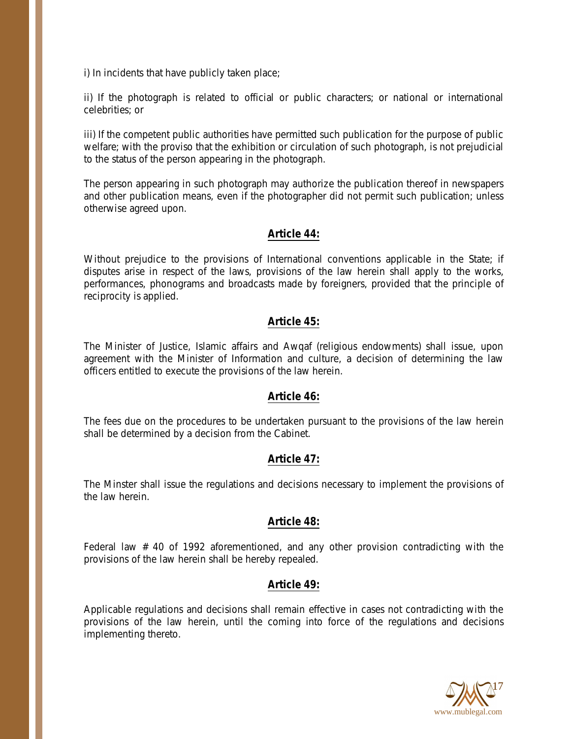i) In incidents that have publicly taken place;

ii) If the photograph is related to official or public characters; or national or international celebrities; or

iii) If the competent public authorities have permitted such publication for the purpose of public welfare; with the proviso that the exhibition or circulation of such photograph, is not prejudicial to the status of the person appearing in the photograph.

The person appearing in such photograph may authorize the publication thereof in newspapers and other publication means, even if the photographer did not permit such publication; unless otherwise agreed upon.

## Article 44:

Without prejudice to the provisions of International conventions applicable in the State; if disputes arise in respect of the laws, provisions of the law herein shall apply to the works, performances, phonograms and broadcasts made by foreigners, provided that the principle of reciprocity is applied.

## Article 45:

The Minister of Justice, Islamic affairs and Awqaf (religious endowments) shall issue, upon agreement with the Minister of Information and culture, a decision of determining the law officers entitled to execute the provisions of the law herein.

## Article 46:

The fees due on the procedures to be undertaken pursuant to the provisions of the law herein shall be determined by a decision from the Cabinet.

## Article 47:

The Minster shall issue the regulations and decisions necessary to implement the provisions of the law herein.

## Article 48:

Federal law # 40 of 1992 aforementioned, and any other provision contradicting with the provisions of the law herein shall be hereby repealed.

## Article 49:

Applicable regulations and decisions shall remain effective in cases not contradicting with the provisions of the law herein, until the coming into force of the regulations and decisions implementing thereto.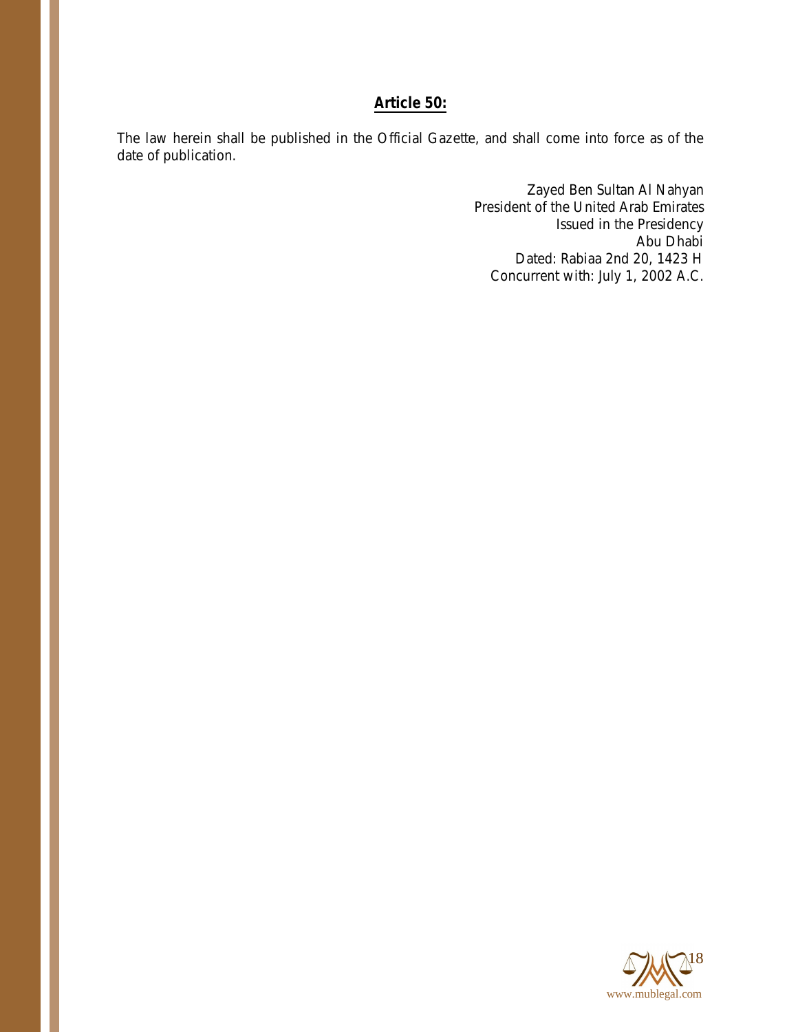## Article 50:

The law herein shall be published in the Official Gazette, and shall come into force as of the date of publication.

Zayed Ben Sultan Al Nahyan
President of the United Arab Emirates
Issued in the Presidency
Abu Dhabi
Dated: Rabiaa 2nd 20, 1423 H
Concurrent with: July 1, 2002 A.C.